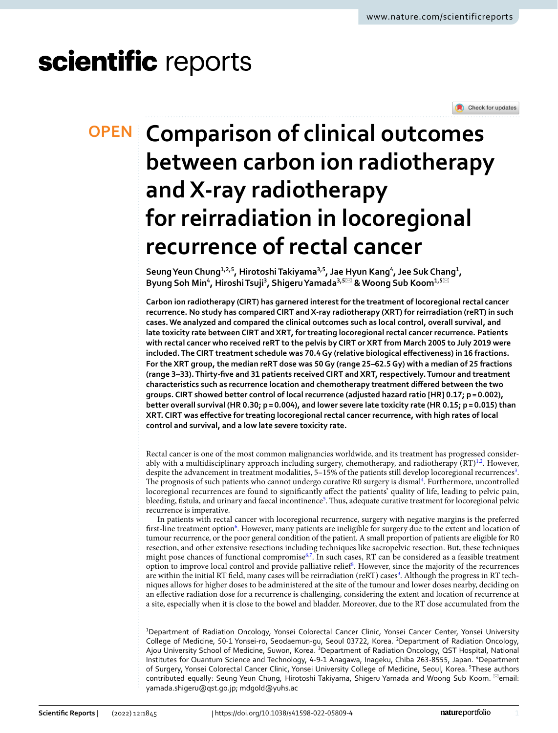OPEN

# Comparison of clinical outcomes between carbon ion radiotherapy and X-ray radiotherapy for reirradiation in locoregional recurrence of rectal cancer

Seung Yeun Chung[1,2,5], Hirotoshi Takiyama[3,5], Jae Hyun Kang[4], Jee Suk Chang[1], Byung Soh Min[4], Hiroshi Tsuji[3], Shigeru Yamada[3,5]✉ & Woong Sub Koom[1,5]✉

**Carbon ion radiotherapy (CIRT) has garnered interest for the treatment of locoregional rectal cancer recurrence. No study has compared CIRT and X-ray radiotherapy (XRT) for reirradiation (reRT) in such cases. We analyzed and compared the clinical outcomes such as local control, overall survival, and late toxicity rate between CIRT and XRT, for treating locoregional rectal cancer recurrence. Patients with rectal cancer who received reRT to the pelvis by CIRT or XRT from March 2005 to July 2019 were included. The CIRT treatment schedule was 70.4 Gy (relative biological effectiveness) in 16 fractions. For the XRT group, the median reRT dose was 50 Gy (range 25–62.5 Gy) with a median of 25 fractions (range 3–33). Thirty-five and 31 patients received CIRT and XRT, respectively. Tumour and treatment characteristics such as recurrence location and chemotherapy treatment differed between the two groups. CIRT showed better control of local recurrence (adjusted hazard ratio [HR] 0.17; p = 0.002), better overall survival (HR 0.30; p = 0.004), and lower severe late toxicity rate (HR 0.15; p = 0.015) than XRT. CIRT was effective for treating locoregional rectal cancer recurrence, with high rates of local control and survival, and a low late severe toxicity rate.**

Rectal cancer is one of the most common malignancies worldwide, and its treatment has progressed considerably with a multidisciplinary approach including surgery, chemotherapy, and radiotherapy (RT)[1,2]. However, despite the advancement in treatment modalities, 5–15% of the patients still develop locoregional recurrences[3]. The prognosis of such patients who cannot undergo curative R0 surgery is dismal[4]. Furthermore, uncontrolled locoregional recurrences are found to significantly affect the patients' quality of life, leading to pelvic pain, bleeding, fistula, and urinary and faecal incontinence[5]. Thus, adequate curative treatment for locoregional pelvic recurrence is imperative.

In patients with rectal cancer with locoregional recurrence, surgery with negative margins is the preferred first-line treatment option[6]. However, many patients are ineligible for surgery due to the extent and location of tumour recurrence, or the poor general condition of the patient. A small proportion of patients are eligible for R0 resection, and other extensive resections including techniques like sacropelvic resection. But, these techniques might pose chances of functional compromise[6,7]. In such cases, RT can be considered as a feasible treatment option to improve local control and provide palliative relief[8]. However, since the majority of the recurrences are within the initial RT field, many cases will be reirradiation (reRT) cases[3]. Although the progress in RT techniques allows for higher doses to be administered at the site of the tumour and lower doses nearby, deciding on an effective radiation dose for a recurrence is challenging, considering the extent and location of recurrence at a site, especially when it is close to the bowel and bladder. Moreover, due to the RT dose accumulated from the

[1]Department of Radiation Oncology, Yonsei Colorectal Cancer Clinic, Yonsei Cancer Center, Yonsei University College of Medicine, 50-1 Yonsei-ro, Seodaemun-gu, Seoul 03722, Korea. [2]Department of Radiation Oncology, Ajou University School of Medicine, Suwon, Korea. [3]Department of Radiation Oncology, QST Hospital, National Institutes for Quantum Science and Technology, 4-9-1 Anagawa, Inageku, Chiba 263-8555, Japan. [4]Department of Surgery, Yonsei Colorectal Cancer Clinic, Yonsei University College of Medicine, Seoul, Korea. [5]These authors contributed equally: Seung Yeun Chung, Hirotoshi Takiyama, Shigeru Yamada and Woong Sub Koom. ✉email: yamada.shigeru@qst.go.jp; mdgold@yuhs.ac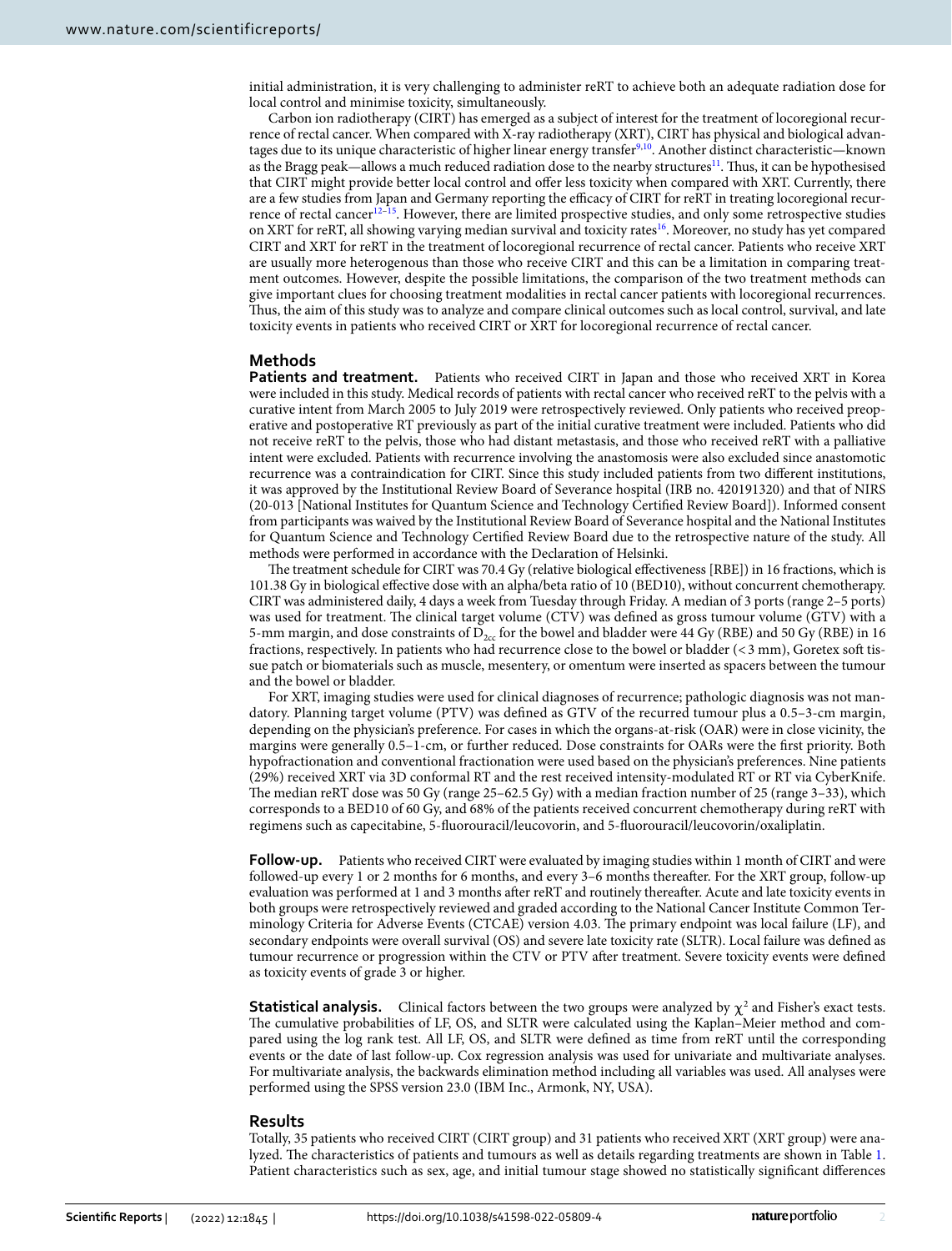initial administration, it is very challenging to administer reRT to achieve both an adequate radiation dose for local control and minimise toxicity, simultaneously.

Carbon ion radiotherapy (CIRT) has emerged as a subject of interest for the treatment of locoregional recurrence of rectal cancer. When compared with X-ray radiotherapy (XRT), CIRT has physical and biological advantages due to its unique characteristic of higher linear energy transfer[9,10]. Another distinct characteristic—known as the Bragg peak—allows a much reduced radiation dose to the nearby structures[11]. Thus, it can be hypothesised that CIRT might provide better local control and offer less toxicity when compared with XRT. Currently, there are a few studies from Japan and Germany reporting the efficacy of CIRT for reRT in treating locoregional recurrence of rectal cancer[12–15]. However, there are limited prospective studies, and only some retrospective studies on XRT for reRT, all showing varying median survival and toxicity rates[16]. Moreover, no study has yet compared CIRT and XRT for reRT in the treatment of locoregional recurrence of rectal cancer. Patients who receive XRT are usually more heterogenous than those who receive CIRT and this can be a limitation in comparing treatment outcomes. However, despite the possible limitations, the comparison of the two treatment methods can give important clues for choosing treatment modalities in rectal cancer patients with locoregional recurrences. Thus, the aim of this study was to analyze and compare clinical outcomes such as local control, survival, and late toxicity events in patients who received CIRT or XRT for locoregional recurrence of rectal cancer.

## Methods

**Patients and treatment.** Patients who received CIRT in Japan and those who received XRT in Korea were included in this study. Medical records of patients with rectal cancer who received reRT to the pelvis with a curative intent from March 2005 to July 2019 were retrospectively reviewed. Only patients who received preoperative and postoperative RT previously as part of the initial curative treatment were included. Patients who did not receive reRT to the pelvis, those who had distant metastasis, and those who received reRT with a palliative intent were excluded. Patients with recurrence involving the anastomosis were also excluded since anastomotic recurrence was a contraindication for CIRT. Since this study included patients from two different institutions, it was approved by the Institutional Review Board of Severance hospital (IRB no. 420191320) and that of NIRS (20-013 [National Institutes for Quantum Science and Technology Certified Review Board]). Informed consent from participants was waived by the Institutional Review Board of Severance hospital and the National Institutes for Quantum Science and Technology Certified Review Board due to the retrospective nature of the study. All methods were performed in accordance with the Declaration of Helsinki.

The treatment schedule for CIRT was 70.4 Gy (relative biological effectiveness [RBE]) in 16 fractions, which is 101.38 Gy in biological effective dose with an alpha/beta ratio of 10 (BED10), without concurrent chemotherapy. CIRT was administered daily, 4 days a week from Tuesday through Friday. A median of 3 ports (range 2–5 ports) was used for treatment. The clinical target volume (CTV) was defined as gross tumour volume (GTV) with a 5-mm margin, and dose constraints of $D_{2cc}$ for the bowel and bladder were 44 Gy (RBE) and 50 Gy (RBE) in 16 fractions, respectively. In patients who had recurrence close to the bowel or bladder (< 3 mm), Goretex soft tissue patch or biomaterials such as muscle, mesentery, or omentum were inserted as spacers between the tumour and the bowel or bladder.

For XRT, imaging studies were used for clinical diagnoses of recurrence; pathologic diagnosis was not mandatory. Planning target volume (PTV) was defined as GTV of the recurred tumour plus a 0.5–3-cm margin, depending on the physician's preference. For cases in which the organs-at-risk (OAR) were in close vicinity, the margins were generally 0.5–1-cm, or further reduced. Dose constraints for OARs were the first priority. Both hypofractionation and conventional fractionation were used based on the physician's preferences. Nine patients (29%) received XRT via 3D conformal RT and the rest received intensity-modulated RT or RT via CyberKnife. The median reRT dose was 50 Gy (range 25–62.5 Gy) with a median fraction number of 25 (range 3–33), which corresponds to a BED10 of 60 Gy, and 68% of the patients received concurrent chemotherapy during reRT with regimens such as capecitabine, 5-fluorouracil/leucovorin, and 5-fluorouracil/leucovorin/oxaliplatin.

**Follow-up.** Patients who received CIRT were evaluated by imaging studies within 1 month of CIRT and were followed-up every 1 or 2 months for 6 months, and every 3–6 months thereafter. For the XRT group, follow-up evaluation was performed at 1 and 3 months after reRT and routinely thereafter. Acute and late toxicity events in both groups were retrospectively reviewed and graded according to the National Cancer Institute Common Terminology Criteria for Adverse Events (CTCAE) version 4.03. The primary endpoint was local failure (LF), and secondary endpoints were overall survival (OS) and severe late toxicity rate (SLTR). Local failure was defined as tumour recurrence or progression within the CTV or PTV after treatment. Severe toxicity events were defined as toxicity events of grade 3 or higher.

**Statistical analysis.** Clinical factors between the two groups were analyzed by $\chi^2$ and Fisher's exact tests. The cumulative probabilities of LF, OS, and SLTR were calculated using the Kaplan–Meier method and compared using the log rank test. All LF, OS, and SLTR were defined as time from reRT until the corresponding events or the date of last follow-up. Cox regression analysis was used for univariate and multivariate analyses. For multivariate analysis, the backwards elimination method including all variables was used. All analyses were performed using the SPSS version 23.0 (IBM Inc., Armonk, NY, USA).

## Results

Totally, 35 patients who received CIRT (CIRT group) and 31 patients who received XRT (XRT group) were analyzed. The characteristics of patients and tumours as well as details regarding treatments are shown in Table 1. Patient characteristics such as sex, age, and initial tumour stage showed no statistically significant differences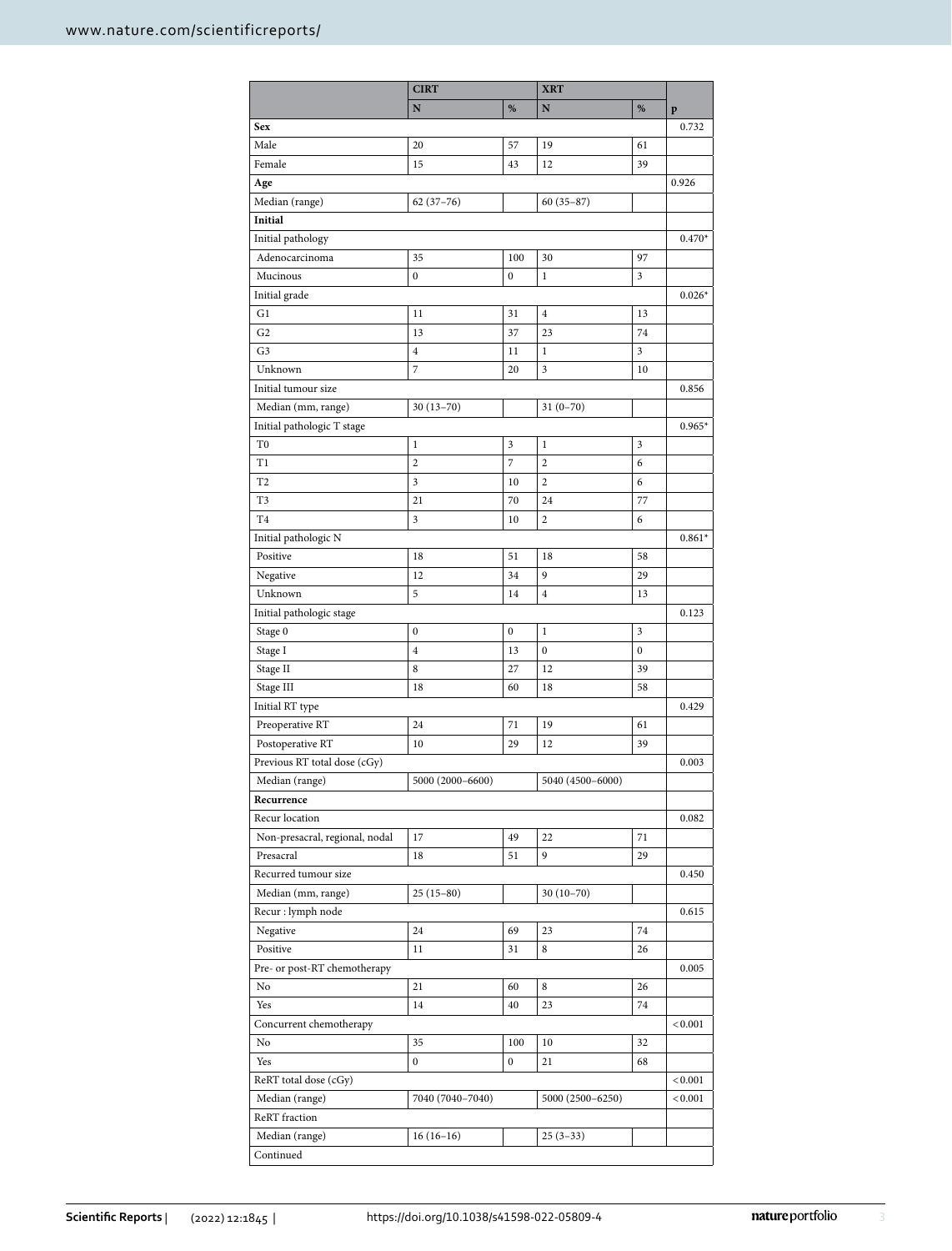| | CIRT | | XRT | | |
|---|---|---|---|---|---|
| | N | % | N | % | p |
| **Sex** | | | | | 0.732 |
| Male | 20 | 57 | 19 | 61 | |
| Female | 15 | 43 | 12 | 39 | |
| **Age** | | | | | 0.926 |
| Median (range) | 62 (37–76) | | 60 (35–87) | | |
| **Initial** | | | | | |
| Initial pathology | | | | | 0.470* |
| Adenocarcinoma | 35 | 100 | 30 | 97 | |
| Mucinous | 0 | 0 | 1 | 3 | |
| Initial grade | | | | | 0.026* |
| G1 | 11 | 31 | 4 | 13 | |
| G2 | 13 | 37 | 23 | 74 | |
| G3 | 4 | 11 | 1 | 3 | |
| Unknown | 7 | 20 | 3 | 10 | |
| Initial tumour size | | | | | 0.856 |
| Median (mm, range) | 30 (13–70) | | 31 (0–70) | | |
| Initial pathologic T stage | | | | | 0.965* |
| T0 | 1 | 3 | 1 | 3 | |
| T1 | 2 | 7 | 2 | 6 | |
| T2 | 3 | 10 | 2 | 6 | |
| T3 | 21 | 70 | 24 | 77 | |
| T4 | 3 | 10 | 2 | 6 | |
| Initial pathologic N | | | | | 0.861* |
| Positive | 18 | 51 | 18 | 58 | |
| Negative | 12 | 34 | 9 | 29 | |
| Unknown | 5 | 14 | 4 | 13 | |
| Initial pathologic stage | | | | | 0.123 |
| Stage 0 | 0 | 0 | 1 | 3 | |
| Stage I | 4 | 13 | 0 | 0 | |
| Stage II | 8 | 27 | 12 | 39 | |
| Stage III | 18 | 60 | 18 | 58 | |
| Initial RT type | | | | | 0.429 |
| Preoperative RT | 24 | 71 | 19 | 61 | |
| Postoperative RT | 10 | 29 | 12 | 39 | |
| Previous RT total dose (cGy) | | | | | 0.003 |
| Median (range) | 5000 (2000–6600) | | 5040 (4500–6000) | | |
| **Recurrence** | | | | | |
| Recur location | | | | | 0.082 |
| Non-presacral, regional, nodal | 17 | 49 | 22 | 71 | |
| Presacral | 18 | 51 | 9 | 29 | |
| Recurred tumour size | | | | | 0.450 |
| Median (mm, range) | 25 (15–80) | | 30 (10–70) | | |
| Recur : lymph node | | | | | 0.615 |
| Negative | 24 | 69 | 23 | 74 | |
| Positive | 11 | 31 | 8 | 26 | |
| Pre- or post-RT chemotherapy | | | | | 0.005 |
| No | 21 | 60 | 8 | 26 | |
| Yes | 14 | 40 | 23 | 74 | |
| Concurrent chemotherapy | | | | | < 0.001 |
| No | 35 | 100 | 10 | 32 | |
| Yes | 0 | 0 | 21 | 68 | |
| ReRT total dose (cGy) | | | | | < 0.001 |
| Median (range) | 7040 (7040–7040) | | 5000 (2500–6250) | | < 0.001 |
| ReRT fraction | | | | | |
| Median (range) | 16 (16–16) | | 25 (3–33) | | |
| Continued | | | | | |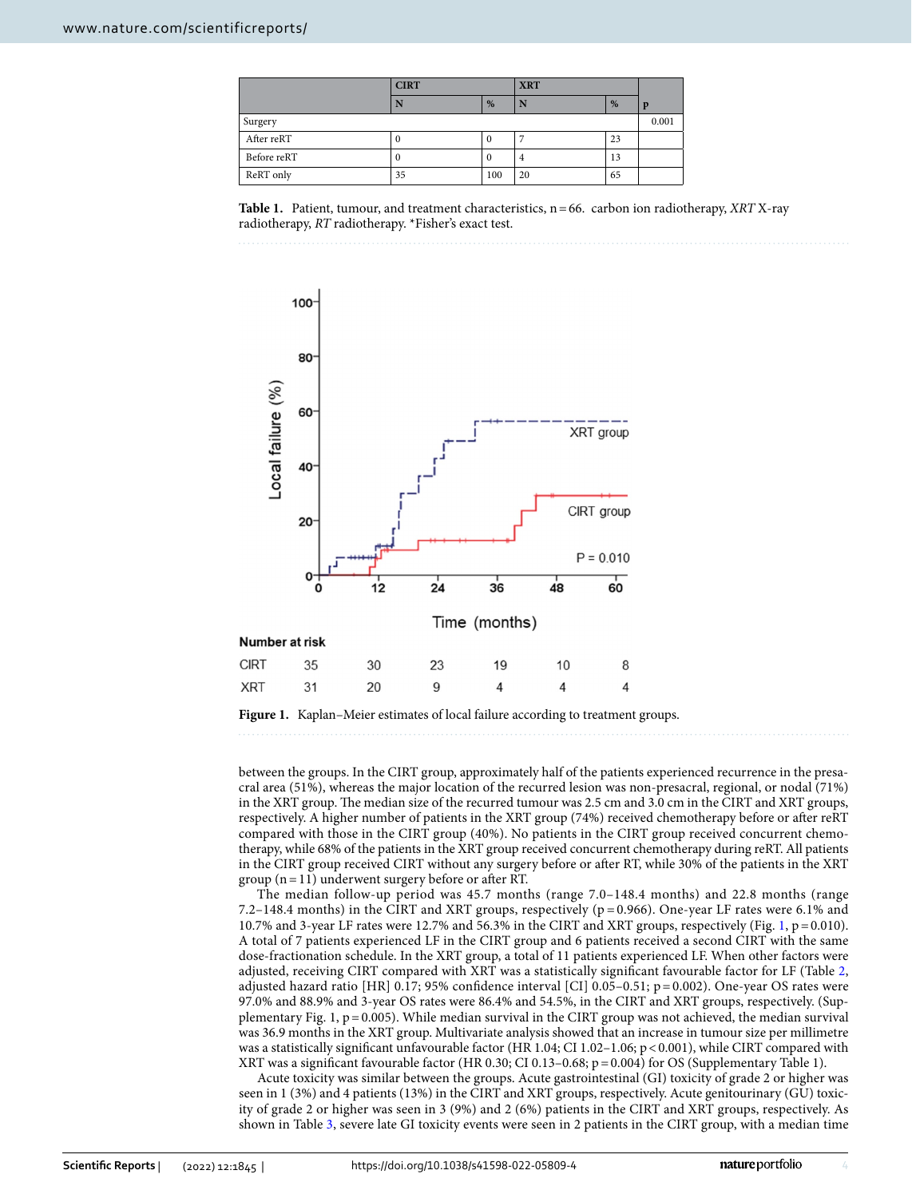| | CIRT | | XRT | | |
|---|---|---|---|---|---|
| | N | % | N | % | p |
| Surgery | | | | | 0.001 |
| After reRT | 0 | 0 | 7 | 23 | |
| Before reRT | 0 | 0 | 4 | 13 | |
| ReRT only | 35 | 100 | 20 | 65 | |

**Table 1.** Patient, tumour, and treatment characteristics, n = 66. carbon ion radiotherapy, *XRT* X-ray radiotherapy, *RT* radiotherapy. *Fisher's exact test.

**Figure 1.** Kaplan–Meier estimates of local failure according to treatment groups.

between the groups. In the CIRT group, approximately half of the patients experienced recurrence in the presacral area (51%), whereas the major location of the recurred lesion was non-presacral, regional, or nodal (71%) in the XRT group. The median size of the recurred tumour was 2.5 cm and 3.0 cm in the CIRT and XRT groups, respectively. A higher number of patients in the XRT group (74%) received chemotherapy before or after reRT compared with those in the CIRT group (40%). No patients in the CIRT group received concurrent chemotherapy, while 68% of the patients in the XRT group received concurrent chemotherapy during reRT. All patients in the CIRT group received CIRT without any surgery before or after RT, while 30% of the patients in the XRT group (n = 11) underwent surgery before or after RT.

The median follow-up period was 45.7 months (range 7.0–148.4 months) and 22.8 months (range 7.2–148.4 months) in the CIRT and XRT groups, respectively (p = 0.966). One-year LF rates were 6.1% and 10.7% and 3-year LF rates were 12.7% and 56.3% in the CIRT and XRT groups, respectively (Fig. 1, p = 0.010). A total of 7 patients experienced LF in the CIRT group and 6 patients received a second CIRT with the same dose-fractionation schedule. In the XRT group, a total of 11 patients experienced LF. When other factors were adjusted, receiving CIRT compared with XRT was a statistically significant favourable factor for LF (Table 2, adjusted hazard ratio [HR] 0.17; 95% confidence interval [CI] 0.05–0.51; p = 0.002). One-year OS rates were 97.0% and 88.9% and 3-year OS rates were 86.4% and 54.5%, in the CIRT and XRT groups, respectively. (Supplementary Fig. 1, p = 0.005). While median survival in the CIRT group was not achieved, the median survival was 36.9 months in the XRT group. Multivariate analysis showed that an increase in tumour size per millimetre was a statistically significant unfavourable factor (HR 1.04; CI 1.02–1.06; p < 0.001), while CIRT compared with XRT was a significant favourable factor (HR 0.30; CI 0.13–0.68; p = 0.004) for OS (Supplementary Table 1).

Acute toxicity was similar between the groups. Acute gastrointestinal (GI) toxicity of grade 2 or higher was seen in 1 (3%) and 4 patients (13%) in the CIRT and XRT groups, respectively. Acute genitourinary (GU) toxicity of grade 2 or higher was seen in 3 (9%) and 2 (6%) patients in the CIRT and XRT groups, respectively. As shown in Table 3, severe late GI toxicity events were seen in 2 patients in the CIRT group, with a median time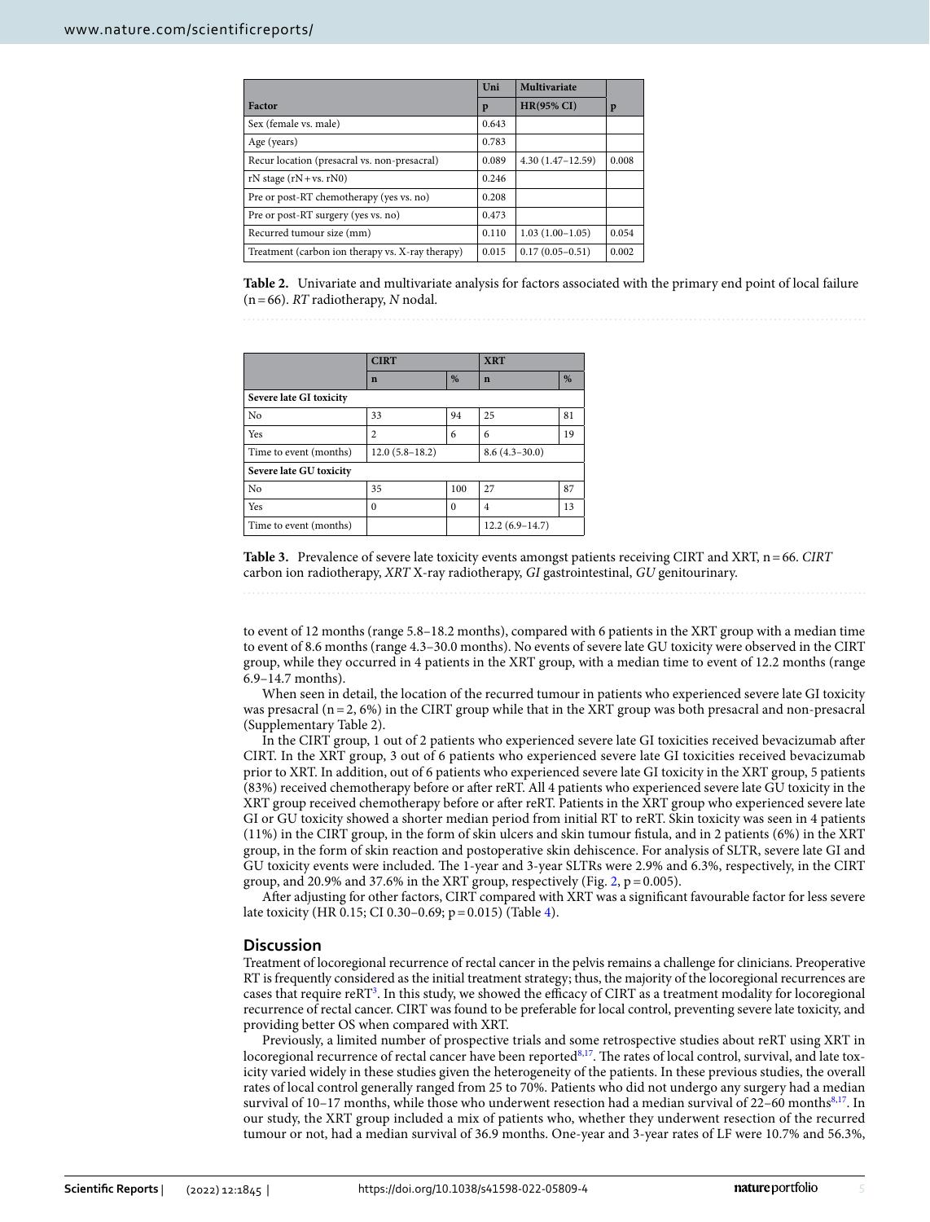| | Uni | Multivariate | |
|---|---|---|---|
| Factor | p | HR(95% CI) | p |
| Sex (female vs. male) | 0.643 | | |
| Age (years) | 0.783 | | |
| Recur location (presacral vs. non-presacral) | 0.089 | 4.30 (1.47–12.59) | 0.008 |
| rN stage (rN + vs. rN0) | 0.246 | | |
| Pre or post-RT chemotherapy (yes vs. no) | 0.208 | | |
| Pre or post-RT surgery (yes vs. no) | 0.473 | | |
| Recurred tumour size (mm) | 0.110 | 1.03 (1.00–1.05) | 0.054 |
| Treatment (carbon ion therapy vs. X-ray therapy) | 0.015 | 0.17 (0.05–0.51) | 0.002 |

**Table 2.** Univariate and multivariate analysis for factors associated with the primary end point of local failure (n = 66). *RT* radiotherapy, *N* nodal.

| | CIRT | | XRT | |
|---|---|---|---|---|
| | n | % | n | % |
| **Severe late GI toxicity** | | | | |
| No | 33 | 94 | 25 | 81 |
| Yes | 2 | 6 | 6 | 19 |
| Time to event (months) | 12.0 (5.8–18.2) | | 8.6 (4.3–30.0) | |
| **Severe late GU toxicity** | | | | |
| No | 35 | 100 | 27 | 87 |
| Yes | 0 | 0 | 4 | 13 |
| Time to event (months) | | | 12.2 (6.9–14.7) | |

**Table 3.** Prevalence of severe late toxicity events amongst patients receiving CIRT and XRT, n = 66. *CIRT* carbon ion radiotherapy, *XRT* X-ray radiotherapy, *GI* gastrointestinal, *GU* genitourinary.

to event of 12 months (range 5.8–18.2 months), compared with 6 patients in the XRT group with a median time to event of 8.6 months (range 4.3–30.0 months). No events of severe late GU toxicity were observed in the CIRT group, while they occurred in 4 patients in the XRT group, with a median time to event of 12.2 months (range 6.9–14.7 months).

When seen in detail, the location of the recurred tumour in patients who experienced severe late GI toxicity was presacral (n = 2, 6%) in the CIRT group while that in the XRT group was both presacral and non-presacral (Supplementary Table 2).

In the CIRT group, 1 out of 2 patients who experienced severe late GI toxicities received bevacizumab after CIRT. In the XRT group, 3 out of 6 patients who experienced severe late GI toxicities received bevacizumab prior to XRT. In addition, out of 6 patients who experienced severe late GI toxicity in the XRT group, 5 patients (83%) received chemotherapy before or after reRT. All 4 patients who experienced severe late GU toxicity in the XRT group received chemotherapy before or after reRT. Patients in the XRT group who experienced severe late GI or GU toxicity showed a shorter median period from initial RT to reRT. Skin toxicity was seen in 4 patients (11%) in the CIRT group, in the form of skin ulcers and skin tumour fistula, and in 2 patients (6%) in the XRT group, in the form of skin reaction and postoperative skin dehiscence. For analysis of SLTR, severe late GI and GU toxicity events were included. The 1-year and 3-year SLTRs were 2.9% and 6.3%, respectively, in the CIRT group, and 20.9% and 37.6% in the XRT group, respectively (Fig. 2, p = 0.005).

After adjusting for other factors, CIRT compared with XRT was a significant favourable factor for less severe late toxicity (HR 0.15; CI 0.30–0.69; p = 0.015) (Table 4).

## Discussion

Treatment of locoregional recurrence of rectal cancer in the pelvis remains a challenge for clinicians. Preoperative RT is frequently considered as the initial treatment strategy; thus, the majority of the locoregional recurrences are cases that require reRT[3]. In this study, we showed the efficacy of CIRT as a treatment modality for locoregional recurrence of rectal cancer. CIRT was found to be preferable for local control, preventing severe late toxicity, and providing better OS when compared with XRT.

Previously, a limited number of prospective trials and some retrospective studies about reRT using XRT in locoregional recurrence of rectal cancer have been reported[8,17]. The rates of local control, survival, and late toxicity varied widely in these studies given the heterogeneity of the patients. In these previous studies, the overall rates of local control generally ranged from 25 to 70%. Patients who did not undergo any surgery had a median survival of 10–17 months, while those who underwent resection had a median survival of 22–60 months[8,17]. In our study, the XRT group included a mix of patients who, whether they underwent resection of the recurred tumour or not, had a median survival of 36.9 months. One-year and 3-year rates of LF were 10.7% and 56.3%,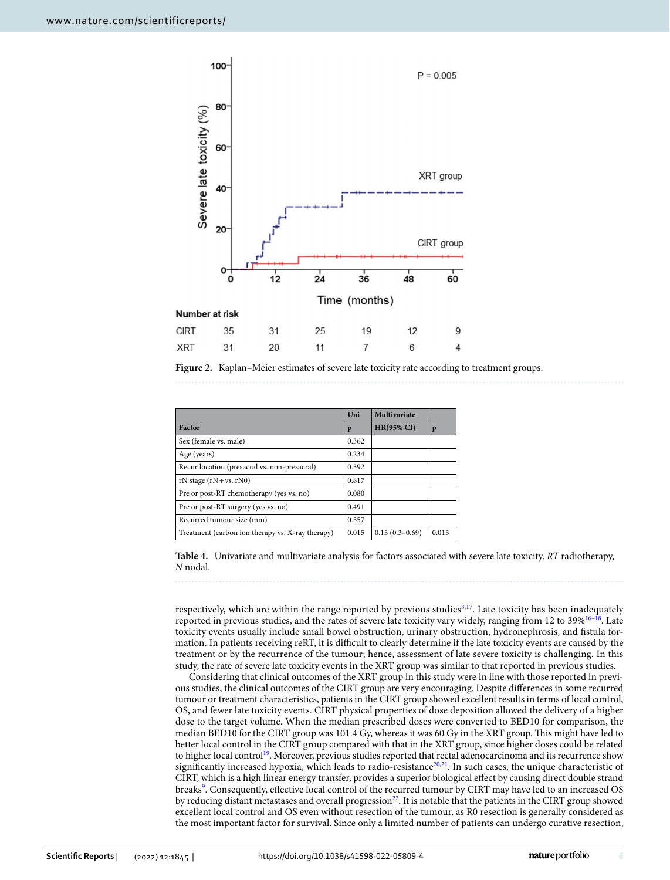Number at risk

| | 0 | 12 | 24 | 36 | 48 | 60 |
|---|---|---|---|---|---|---|
| CIRT | 35 | 31 | 25 | 19 | 12 | 9 |
| XRT | 31 | 20 | 11 | 7 | 6 | 4 |

**Figure 2.** Kaplan–Meier estimates of severe late toxicity rate according to treatment groups.

| Factor | Uni p | Multivariate HR(95% CI) | p |
|---|---|---|---|
| Sex (female vs. male) | 0.362 | | |
| Age (years) | 0.234 | | |
| Recur location (presacral vs. non-presacral) | 0.392 | | |
| rN stage (rN + vs. rN0) | 0.817 | | |
| Pre or post-RT chemotherapy (yes vs. no) | 0.080 | | |
| Pre or post-RT surgery (yes vs. no) | 0.491 | | |
| Recurred tumour size (mm) | 0.557 | | |
| Treatment (carbon ion therapy vs. X-ray therapy) | 0.015 | 0.15 (0.3–0.69) | 0.015 |

**Table 4.** Univariate and multivariate analysis for factors associated with severe late toxicity. *RT* radiotherapy, *N* nodal.

respectively, which are within the range reported by previous studies[8,17]. Late toxicity has been inadequately reported in previous studies, and the rates of severe late toxicity vary widely, ranging from 12 to 39%[16–18]. Late toxicity events usually include small bowel obstruction, urinary obstruction, hydronephrosis, and fistula formation. In patients receiving reRT, it is difficult to clearly determine if the late toxicity events are caused by the treatment or by the recurrence of the tumour; hence, assessment of late severe toxicity is challenging. In this study, the rate of severe late toxicity events in the XRT group was similar to that reported in previous studies.

Considering that clinical outcomes of the XRT group in this study were in line with those reported in previous studies, the clinical outcomes of the CIRT group are very encouraging. Despite differences in some recurred tumour or treatment characteristics, patients in the CIRT group showed excellent results in terms of local control, OS, and fewer late toxicity events. CIRT physical properties of dose deposition allowed the delivery of a higher dose to the target volume. When the median prescribed doses were converted to BED10 for comparison, the median BED10 for the CIRT group was 101.4 Gy, whereas it was 60 Gy in the XRT group. This might have led to better local control in the CIRT group compared with that in the XRT group, since higher doses could be related to higher local control[19]. Moreover, previous studies reported that rectal adenocarcinoma and its recurrence show significantly increased hypoxia, which leads to radio-resistance[20,21]. In such cases, the unique characteristic of CIRT, which is a high linear energy transfer, provides a superior biological effect by causing direct double strand breaks[9]. Consequently, effective local control of the recurred tumour by CIRT may have led to an increased OS by reducing distant metastases and overall progression[22]. It is notable that the patients in the CIRT group showed excellent local control and OS even without resection of the tumour, as R0 resection is generally considered as the most important factor for survival. Since only a limited number of patients can undergo curative resection,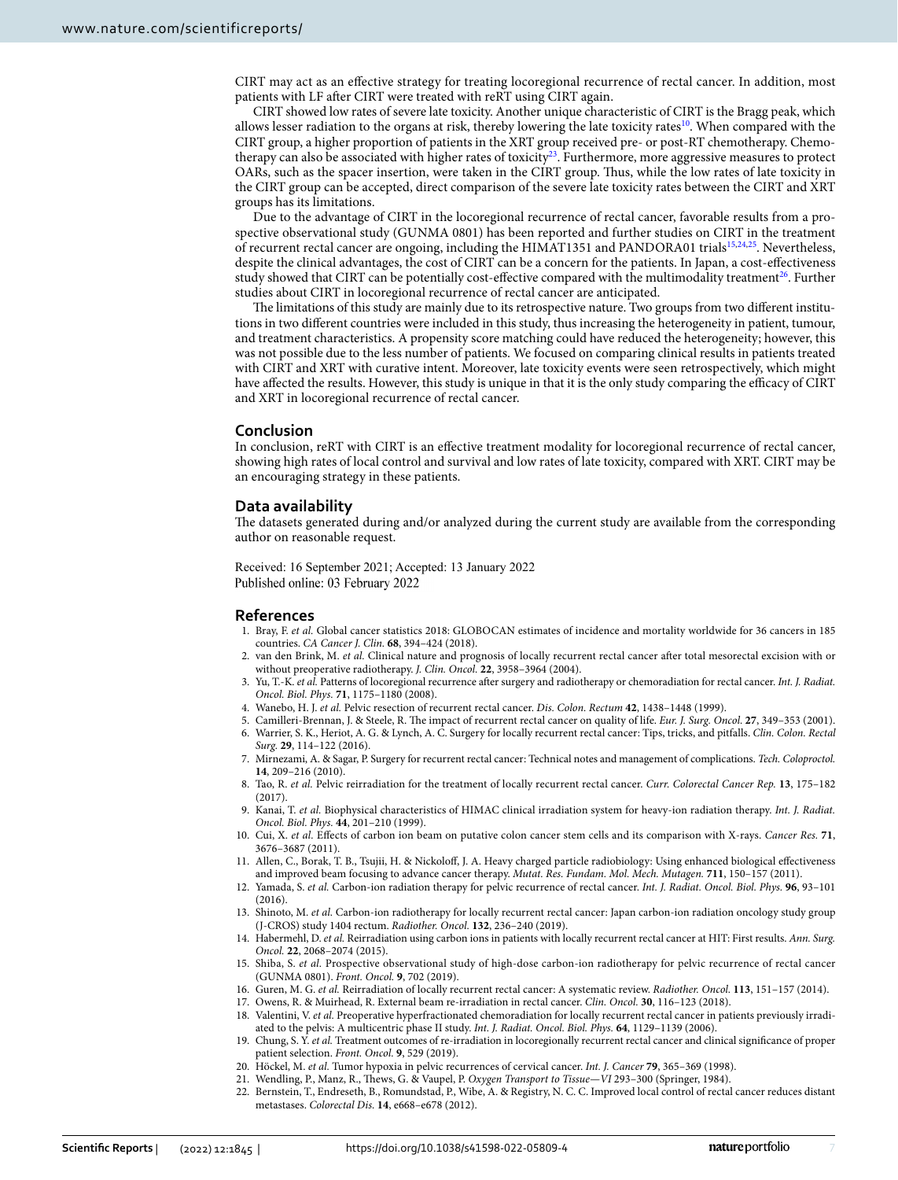CIRT may act as an effective strategy for treating locoregional recurrence of rectal cancer. In addition, most patients with LF after CIRT were treated with reRT using CIRT again.

CIRT showed low rates of severe late toxicity. Another unique characteristic of CIRT is the Bragg peak, which allows lesser radiation to the organs at risk, thereby lowering the late toxicity rates[10]. When compared with the CIRT group, a higher proportion of patients in the XRT group received pre- or post-RT chemotherapy. Chemotherapy can also be associated with higher rates of toxicity[23]. Furthermore, more aggressive measures to protect OARs, such as the spacer insertion, were taken in the CIRT group. Thus, while the low rates of late toxicity in the CIRT group can be accepted, direct comparison of the severe late toxicity rates between the CIRT and XRT groups has its limitations.

Due to the advantage of CIRT in the locoregional recurrence of rectal cancer, favorable results from a prospective observational study (GUNMA 0801) has been reported and further studies on CIRT in the treatment of recurrent rectal cancer are ongoing, including the HIMAT1351 and PANDORA01 trials[15,24,25]. Nevertheless, despite the clinical advantages, the cost of CIRT can be a concern for the patients. In Japan, a cost-effectiveness study showed that CIRT can be potentially cost-effective compared with the multimodality treatment[26]. Further studies about CIRT in locoregional recurrence of rectal cancer are anticipated.

The limitations of this study are mainly due to its retrospective nature. Two groups from two different institutions in two different countries were included in this study, thus increasing the heterogeneity in patient, tumour, and treatment characteristics. A propensity score matching could have reduced the heterogeneity; however, this was not possible due to the less number of patients. We focused on comparing clinical results in patients treated with CIRT and XRT with curative intent. Moreover, late toxicity events were seen retrospectively, which might have affected the results. However, this study is unique in that it is the only study comparing the efficacy of CIRT and XRT in locoregional recurrence of rectal cancer.

## Conclusion

In conclusion, reRT with CIRT is an effective treatment modality for locoregional recurrence of rectal cancer, showing high rates of local control and survival and low rates of late toxicity, compared with XRT. CIRT may be an encouraging strategy in these patients.

## Data availability

The datasets generated during and/or analyzed during the current study are available from the corresponding author on reasonable request.

Received: 16 September 2021; Accepted: 13 January 2022
Published online: 03 February 2022

## References

1. Bray, F. *et al.* Global cancer statistics 2018: GLOBOCAN estimates of incidence and mortality worldwide for 36 cancers in 185 countries. *CA Cancer J. Clin.* **68**, 394–424 (2018).
2. van den Brink, M. *et al.* Clinical nature and prognosis of locally recurrent rectal cancer after total mesorectal excision with or without preoperative radiotherapy. *J. Clin. Oncol.* **22**, 3958–3964 (2004).
3. Yu, T.-K. *et al.* Patterns of locoregional recurrence after surgery and radiotherapy or chemoradiation for rectal cancer. *Int. J. Radiat. Oncol. Biol. Phys.* **71**, 1175–1180 (2008).
4. Wanebo, H. J. *et al.* Pelvic resection of recurrent rectal cancer. *Dis. Colon. Rectum* **42**, 1438–1448 (1999).
5. Camilleri-Brennan, J. & Steele, R. The impact of recurrent rectal cancer on quality of life. *Eur. J. Surg. Oncol.* **27**, 349–353 (2001).
6. Warrier, S. K., Heriot, A. G. & Lynch, A. C. Surgery for locally recurrent rectal cancer: Tips, tricks, and pitfalls. *Clin. Colon. Rectal Surg.* **29**, 114–122 (2016).
7. Mirnezami, A. & Sagar, P. Surgery for recurrent rectal cancer: Technical notes and management of complications. *Tech. Coloproctol.* **14**, 209–216 (2010).
8. Tao, R. *et al.* Pelvic reirradiation for the treatment of locally recurrent rectal cancer. *Curr. Colorectal Cancer Rep.* **13**, 175–182 (2017).
9. Kanai, T. *et al.* Biophysical characteristics of HIMAC clinical irradiation system for heavy-ion radiation therapy. *Int. J. Radiat. Oncol. Biol. Phys.* **44**, 201–210 (1999).
10. Cui, X. *et al.* Effects of carbon ion beam on putative colon cancer stem cells and its comparison with X-rays. *Cancer Res.* **71**, 3676–3687 (2011).
11. Allen, C., Borak, T. B., Tsujii, H. & Nickoloff, J. A. Heavy charged particle radiobiology: Using enhanced biological effectiveness and improved beam focusing to advance cancer therapy. *Mutat. Res. Fundam. Mol. Mech. Mutagen.* **711**, 150–157 (2011).
12. Yamada, S. *et al.* Carbon-ion radiation therapy for pelvic recurrence of rectal cancer. *Int. J. Radiat. Oncol. Biol. Phys.* **96**, 93–101 (2016).
13. Shinoto, M. *et al.* Carbon-ion radiotherapy for locally recurrent rectal cancer: Japan carbon-ion radiation oncology study group (J-CROS) study 1404 rectum. *Radiother. Oncol.* **132**, 236–240 (2019).
14. Habermehl, D. *et al.* Reirradiation using carbon ions in patients with locally recurrent rectal cancer at HIT: First results. *Ann. Surg. Oncol.* **22**, 2068–2074 (2015).
15. Shiba, S. *et al.* Prospective observational study of high-dose carbon-ion radiotherapy for pelvic recurrence of rectal cancer (GUNMA 0801). *Front. Oncol.* **9**, 702 (2019).
16. Guren, M. G. *et al.* Reirradiation of locally recurrent rectal cancer: A systematic review. *Radiother. Oncol.* **113**, 151–157 (2014).
17. Owens, R. & Muirhead, R. External beam re-irradiation in rectal cancer. *Clin. Oncol.* **30**, 116–123 (2018).
18. Valentini, V. *et al.* Preoperative hyperfractionated chemoradiation for locally recurrent rectal cancer in patients previously irradiated to the pelvis: A multicentric phase II study. *Int. J. Radiat. Oncol. Biol. Phys.* **64**, 1129–1139 (2006).
19. Chung, S. Y. *et al.* Treatment outcomes of re-irradiation in locoregionally recurrent rectal cancer and clinical significance of proper patient selection. *Front. Oncol.* **9**, 529 (2019).
20. Höckel, M. *et al.* Tumor hypoxia in pelvic recurrences of cervical cancer. *Int. J. Cancer* **79**, 365–369 (1998).
21. Wendling, P., Manz, R., Thews, G. & Vaupel, P. *Oxygen Transport to Tissue—VI* 293–300 (Springer, 1984).
22. Bernstein, T., Endreseth, B., Romundstad, P., Wibe, A. & Registry, N. C. C. Improved local control of rectal cancer reduces distant metastases. *Colorectal Dis.* **14**, e668–e678 (2012).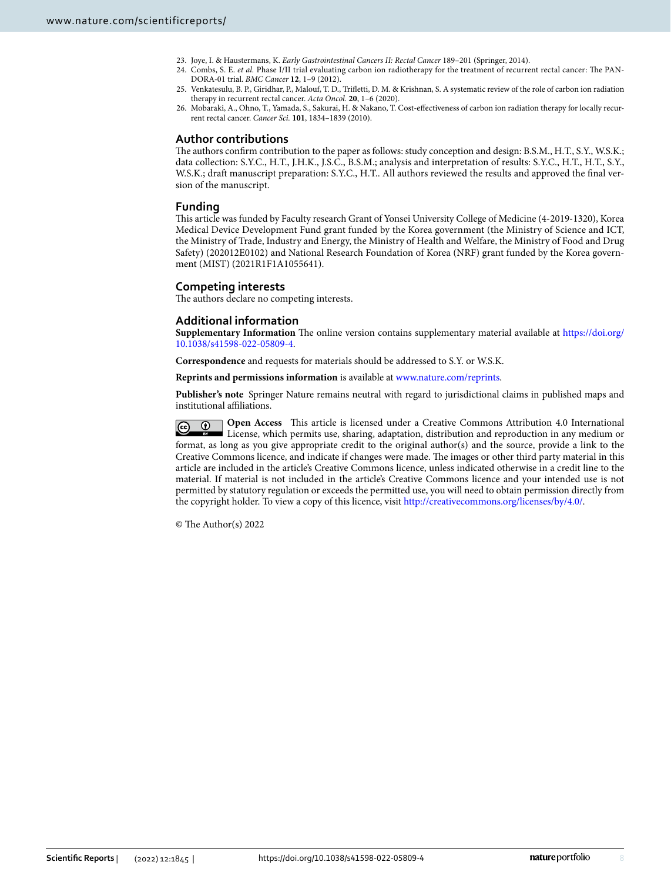23. Joye, I. & Haustermans, K. *Early Gastrointestinal Cancers II: Rectal Cancer* 189–201 (Springer, 2014).
24. Combs, S. E. *et al.* Phase I/II trial evaluating carbon ion radiotherapy for the treatment of recurrent rectal cancer: The PANDORA-01 trial. *BMC Cancer* **12**, 1–9 (2012).
25. Venkatesulu, B. P., Giridhar, P., Malouf, T. D., Trifletti, D. M. & Krishnan, S. A systematic review of the role of carbon ion radiation therapy in recurrent rectal cancer. *Acta Oncol.* **20**, 1–6 (2020).
26. Mobaraki, A., Ohno, T., Yamada, S., Sakurai, H. & Nakano, T. Cost-effectiveness of carbon ion radiation therapy for locally recurrent rectal cancer. *Cancer Sci.* **101**, 1834–1839 (2010).

## Author contributions

The authors confirm contribution to the paper as follows: study conception and design: B.S.M., H.T., S.Y., W.S.K.; data collection: S.Y.C., H.T., J.H.K., J.S.C., B.S.M.; analysis and interpretation of results: S.Y.C., H.T., H.T., S.Y., W.S.K.; draft manuscript preparation: S.Y.C., H.T.. All authors reviewed the results and approved the final version of the manuscript.

## Funding

This article was funded by Faculty research Grant of Yonsei University College of Medicine (4-2019-1320), Korea Medical Device Development Fund grant funded by the Korea government (the Ministry of Science and ICT, the Ministry of Trade, Industry and Energy, the Ministry of Health and Welfare, the Ministry of Food and Drug Safety) (202012E0102) and National Research Foundation of Korea (NRF) grant funded by the Korea government (MIST) (2021R1F1A1055641).

## Competing interests

The authors declare no competing interests.

## Additional information

**Supplementary Information** The online version contains supplementary material available at https://doi.org/10.1038/s41598-022-05809-4.

**Correspondence** and requests for materials should be addressed to S.Y. or W.S.K.

**Reprints and permissions information** is available at www.nature.com/reprints.

**Publisher's note** Springer Nature remains neutral with regard to jurisdictional claims in published maps and institutional affiliations.

**Open Access** This article is licensed under a Creative Commons Attribution 4.0 International License, which permits use, sharing, adaptation, distribution and reproduction in any medium or format, as long as you give appropriate credit to the original author(s) and the source, provide a link to the Creative Commons licence, and indicate if changes were made. The images or other third party material in this article are included in the article's Creative Commons licence, unless indicated otherwise in a credit line to the material. If material is not included in the article's Creative Commons licence and your intended use is not permitted by statutory regulation or exceeds the permitted use, you will need to obtain permission directly from the copyright holder. To view a copy of this licence, visit http://creativecommons.org/licenses/by/4.0/.

© The Author(s) 2022